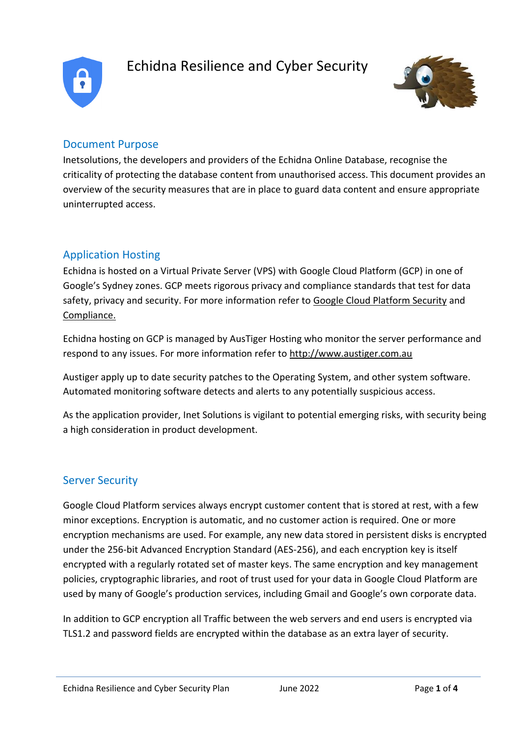# Echidna Resilience and Cyber Security

## Document Purpose

Inetsolutions, the developers and providers of the Echidna Online Database, recognise the criticality of protecting the database content from unauthorised access. This document provides an overview of the security measures that are in place to guard data content and ensure appropriate uninterrupted access.

## Application Hosting

Echidna is hosted on a Virtual Private Server (VPS) with Google Cloud Platform (GCP) in one of Google's Sydney zones. GCP meets rigorous privacy and compliance standards that test for data safety, privacy and security. For more information refer to Google Cloud Platform Security and Compliance.

Echidna hosting on GCP is managed by AusTiger Hosting who monitor the server performance and respond to any issues. For more information refer to http://www.austiger.com.au

Austiger apply up to date security patches to the Operating System, and other system software. Automated monitoring software detects and alerts to any potentially suspicious access.

As the application provider, Inet Solutions is vigilant to potential emerging risks, with security being a high consideration in product development.

## Server Security

Google Cloud Platform services always encrypt customer content that is stored at rest, with a few minor exceptions. Encryption is automatic, and no customer action is required. One or more encryption mechanisms are used. For example, any new data stored in persistent disks is encrypted under the 256-bit Advanced Encryption Standard (AES-256), and each encryption key is itself encrypted with a regularly rotated set of master keys. The same encryption and key management policies, cryptographic libraries, and root of trust used for your data in Google Cloud Platform are used by many of Google's production services, including Gmail and Google's own corporate data.

In addition to GCP encryption all Traffic between the web servers and end users is encrypted via TLS1.2 and password fields are encrypted within the database as an extra layer of security.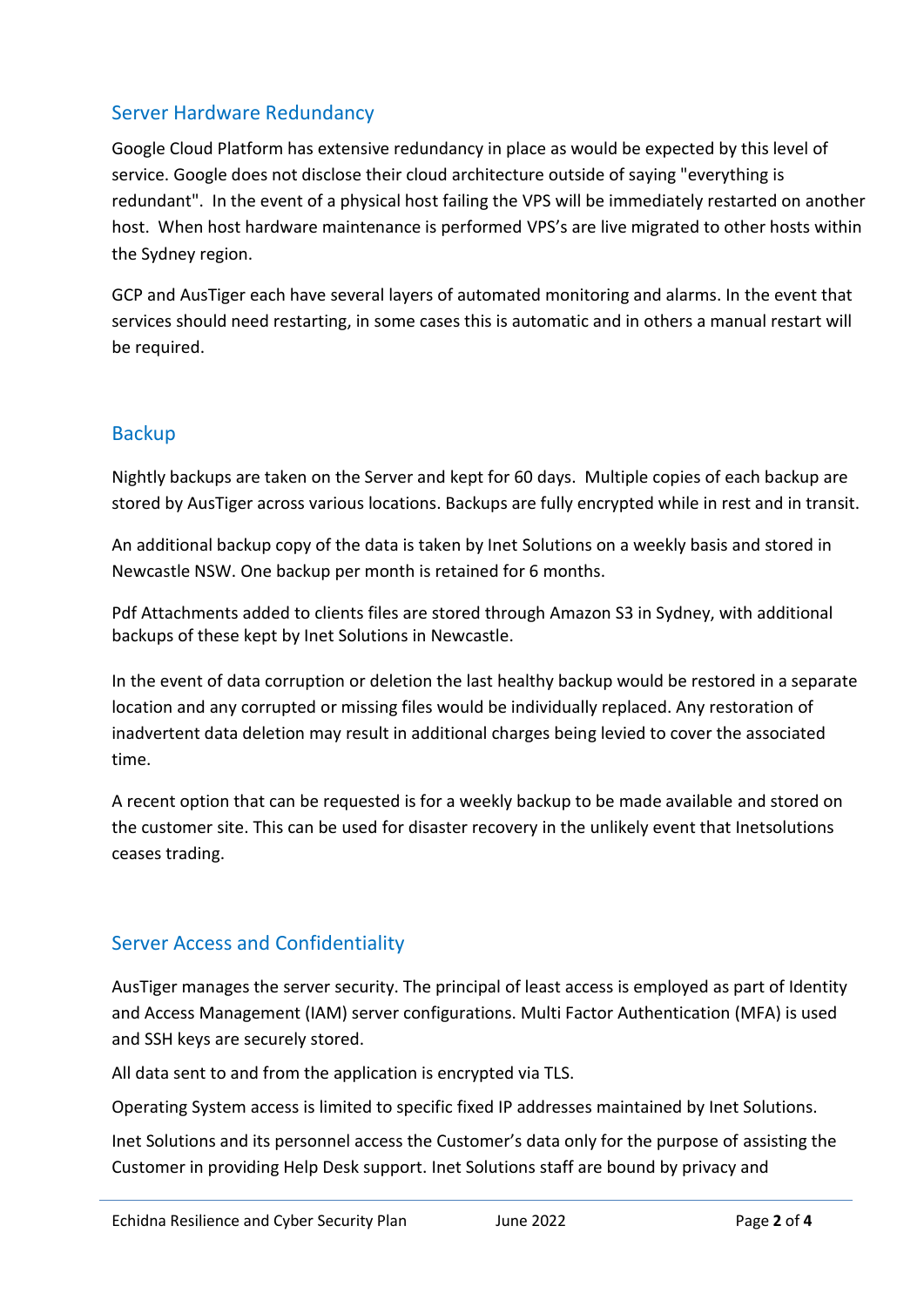## Server Hardware Redundancy

Google Cloud Platform has extensive redundancy in place as would be expected by this level of service. Google does not disclose their cloud architecture outside of saying "everything is redundant". In the event of a physical host failing the VPS will be immediately restarted on another host. When host hardware maintenance is performed VPS's are live migrated to other hosts within the Sydney region.

GCP and AusTiger each have several layers of automated monitoring and alarms. In the event that services should need restarting, in some cases this is automatic and in others a manual restart will be required.

## Backup

Nightly backups are taken on the Server and kept for 60 days. Multiple copies of each backup are stored by AusTiger across various locations. Backups are fully encrypted while in rest and in transit.

An additional backup copy of the data is taken by Inet Solutions on a weekly basis and stored in Newcastle NSW. One backup per month is retained for 6 months.

Pdf Attachments added to clients files are stored through Amazon S3 in Sydney, with additional backups of these kept by Inet Solutions in Newcastle.

In the event of data corruption or deletion the last healthy backup would be restored in a separate location and any corrupted or missing files would be individually replaced. Any restoration of inadvertent data deletion may result in additional charges being levied to cover the associated time.

A recent option that can be requested is for a weekly backup to be made available and stored on the customer site. This can be used for disaster recovery in the unlikely event that Inetsolutions ceases trading.

## Server Access and Confidentiality

AusTiger manages the server security. The principal of least access is employed as part of Identity and Access Management (IAM) server configurations. Multi Factor Authentication (MFA) is used and SSH keys are securely stored.

All data sent to and from the application is encrypted via TLS.

Operating System access is limited to specific fixed IP addresses maintained by Inet Solutions.

Inet Solutions and its personnel access the Customer's data only for the purpose of assisting the Customer in providing Help Desk support. Inet Solutions staff are bound by privacy and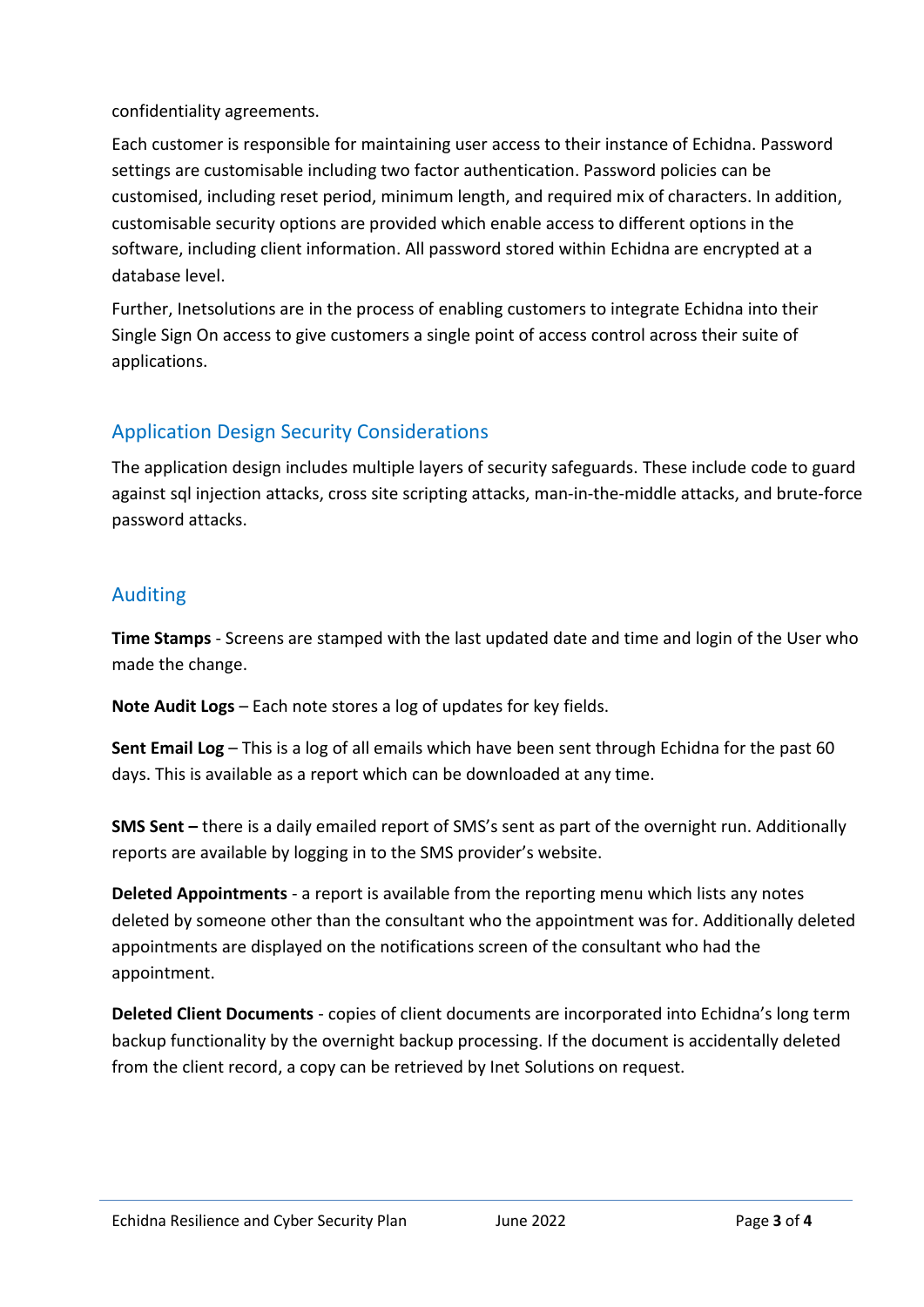confidentiality agreements.

Each customer is responsible for maintaining user access to their instance of Echidna. Password settings are customisable including two factor authentication. Password policies can be customised, including reset period, minimum length, and required mix of characters. In addition, customisable security options are provided which enable access to different options in the software, including client information. All password stored within Echidna are encrypted at a database level.

Further, Inetsolutions are in the process of enabling customers to integrate Echidna into their Single Sign On access to give customers a single point of access control across their suite of applications.

## Application Design Security Considerations

The application design includes multiple layers of security safeguards. These include code to guard against sql injection attacks, cross site scripting attacks, man-in-the-middle attacks, and brute-force password attacks.

## Auditing

**Time Stamps** - Screens are stamped with the last updated date and time and login of the User who made the change.

**Note Audit Logs** – Each note stores a log of updates for key fields.

**Sent Email Log** – This is a log of all emails which have been sent through Echidna for the past 60 days. This is available as a report which can be downloaded at any time.

**SMS Sent –** there is a daily emailed report of SMS's sent as part of the overnight run. Additionally reports are available by logging in to the SMS provider's website.

**Deleted Appointments** - a report is available from the reporting menu which lists any notes deleted by someone other than the consultant who the appointment was for. Additionally deleted appointments are displayed on the notifications screen of the consultant who had the appointment.

**Deleted Client Documents** - copies of client documents are incorporated into Echidna's long term backup functionality by the overnight backup processing. If the document is accidentally deleted from the client record, a copy can be retrieved by Inet Solutions on request.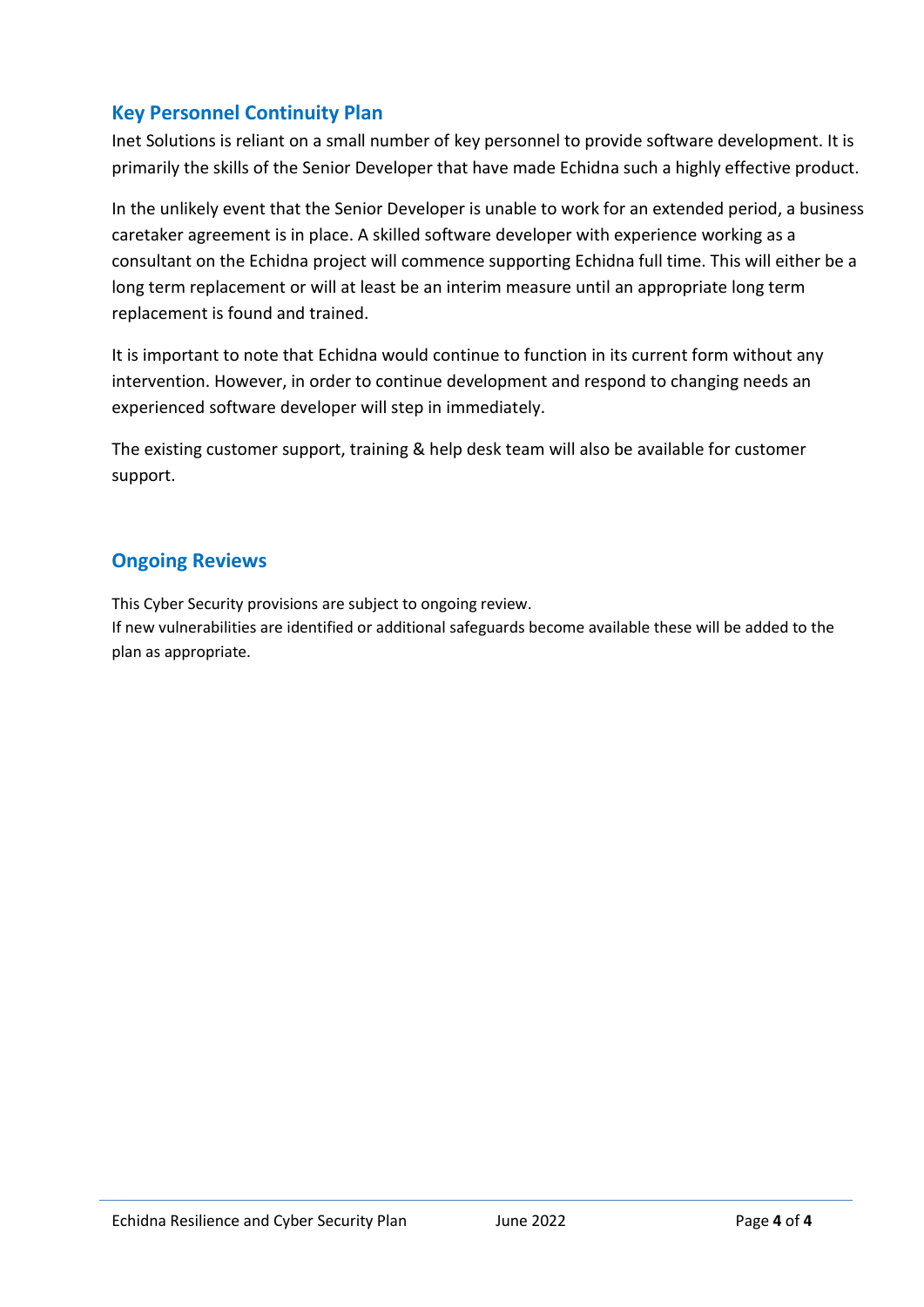## Key Personnel Continuity Plan

Inet Solutions is reliant on a small number of key personnel to provide software development. It is primarily the skills of the Senior Developer that have made Echidna such a highly effective product.

In the unlikely event that the Senior Developer is unable to work for an extended period, a business caretaker agreement is in place. A skilled software developer with experience working as a consultant on the Echidna project will commence supporting Echidna full time. This will either be a long term replacement or will at least be an interim measure until an appropriate long term replacement is found and trained.

It is important to note that Echidna would continue to function in its current form without any intervention. However, in order to continue development and respond to changing needs an experienced software developer will step in immediately.

The existing customer support, training & help desk team will also be available for customer support.

## Ongoing Reviews

This Cyber Security provisions are subject to ongoing review.
If new vulnerabilities are identified or additional safeguards become available these will be added to the plan as appropriate.